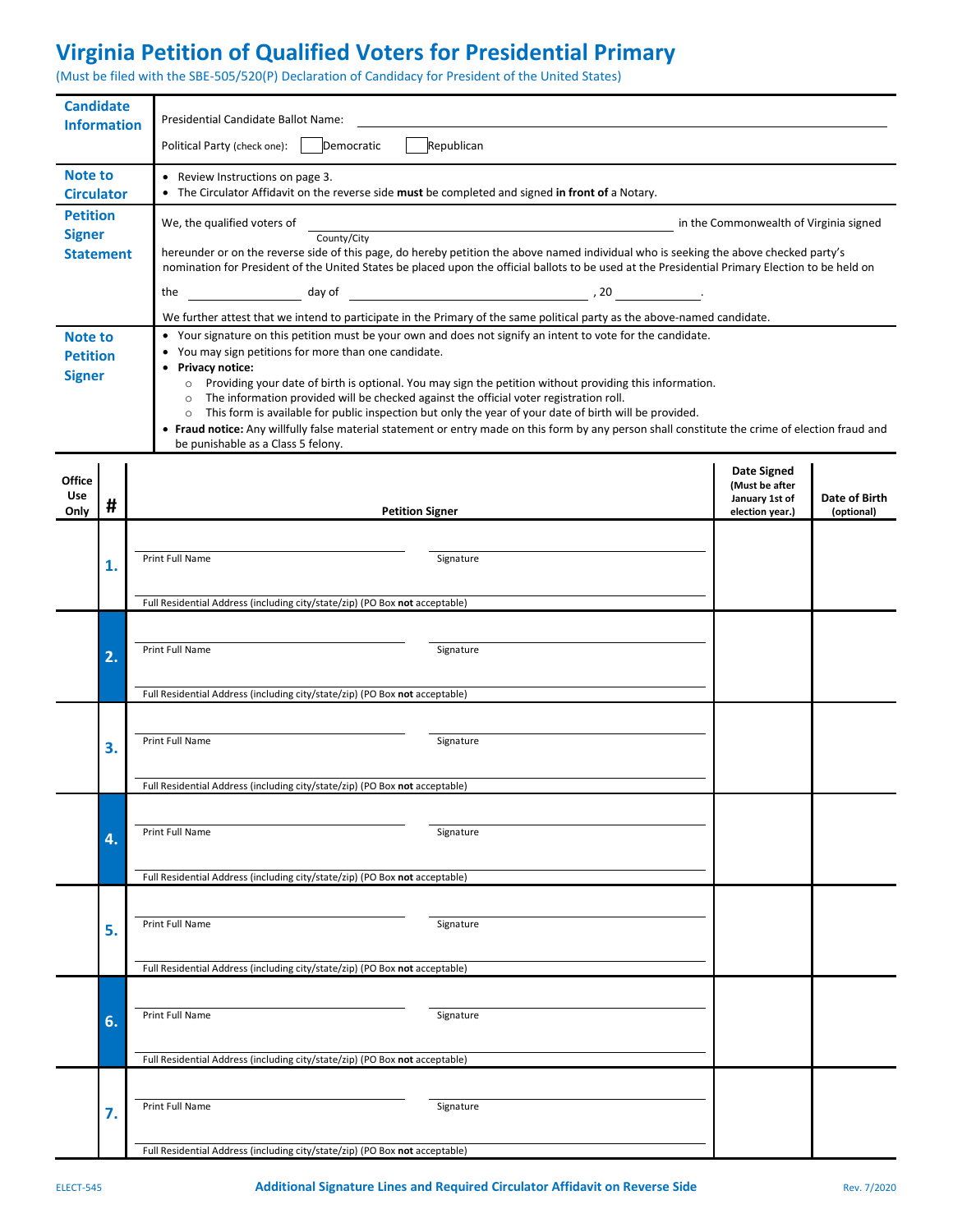# Virginia Petition of Qualified Voters for Presidential Primary

(Must be filed with the SBE-505/520(P) Declaration of Candidacy for President of the United States)

| | |
|---|---|
| **Candidate Information** | Presidential Candidate Ballot Name: ______________________________ <br> Political Party (check one): ☐ Democratic ☐ Republican |
| **Note to Circulator** | • Review Instructions on page 3. <br> • The Circulator Affidavit on the reverse side **must** be completed and signed **in front of** a Notary. |
| **Petition Signer Statement** | We, the qualified voters of ______________________________ (County/City) in the Commonwealth of Virginia signed hereunder or on the reverse side of this page, do hereby petition the above named individual who is seeking the above checked party's nomination for President of the United States be placed upon the official ballots to be used at the Presidential Primary Election to be held on the __________ day of ____________________, 20 ________. <br> We further attest that we intend to participate in the Primary of the same political party as the above-named candidate. |
| **Note to Petition Signer** | • Your signature on this petition must be your own and does not signify an intent to vote for the candidate. <br> • You may sign petitions for more than one candidate. <br> • **Privacy notice:** <br> ○ Providing your date of birth is optional. You may sign the petition without providing this information. <br> ○ The information provided will be checked against the official voter registration roll. <br> ○ This form is available for public inspection but only the year of your date of birth will be provided. <br> • **Fraud notice:** Any willfully false material statement or entry made on this form by any person shall constitute the crime of election fraud and be punishable as a Class 5 felony. |

| Office Use Only | # | Petition Signer | Date Signed (Must be after January 1st of election year.) | Date of Birth (optional) |
|---|---|---|---|---|
| | 1. | Print Full Name ____ Signature ____ <br> Full Residential Address (including city/state/zip) (PO Box **not** acceptable) | | |
| | 2. | Print Full Name ____ Signature ____ <br> Full Residential Address (including city/state/zip) (PO Box **not** acceptable) | | |
| | 3. | Print Full Name ____ Signature ____ <br> Full Residential Address (including city/state/zip) (PO Box **not** acceptable) | | |
| | 4. | Print Full Name ____ Signature ____ <br> Full Residential Address (including city/state/zip) (PO Box **not** acceptable) | | |
| | 5. | Print Full Name ____ Signature ____ <br> Full Residential Address (including city/state/zip) (PO Box **not** acceptable) | | |
| | 6. | Print Full Name ____ Signature ____ <br> Full Residential Address (including city/state/zip) (PO Box **not** acceptable) | | |
| | 7. | Print Full Name ____ Signature ____ <br> Full Residential Address (including city/state/zip) (PO Box **not** acceptable) | | |

ELECT-545 **Additional Signature Lines and Required Circulator Affidavit on Reverse Side** Rev. 7/2020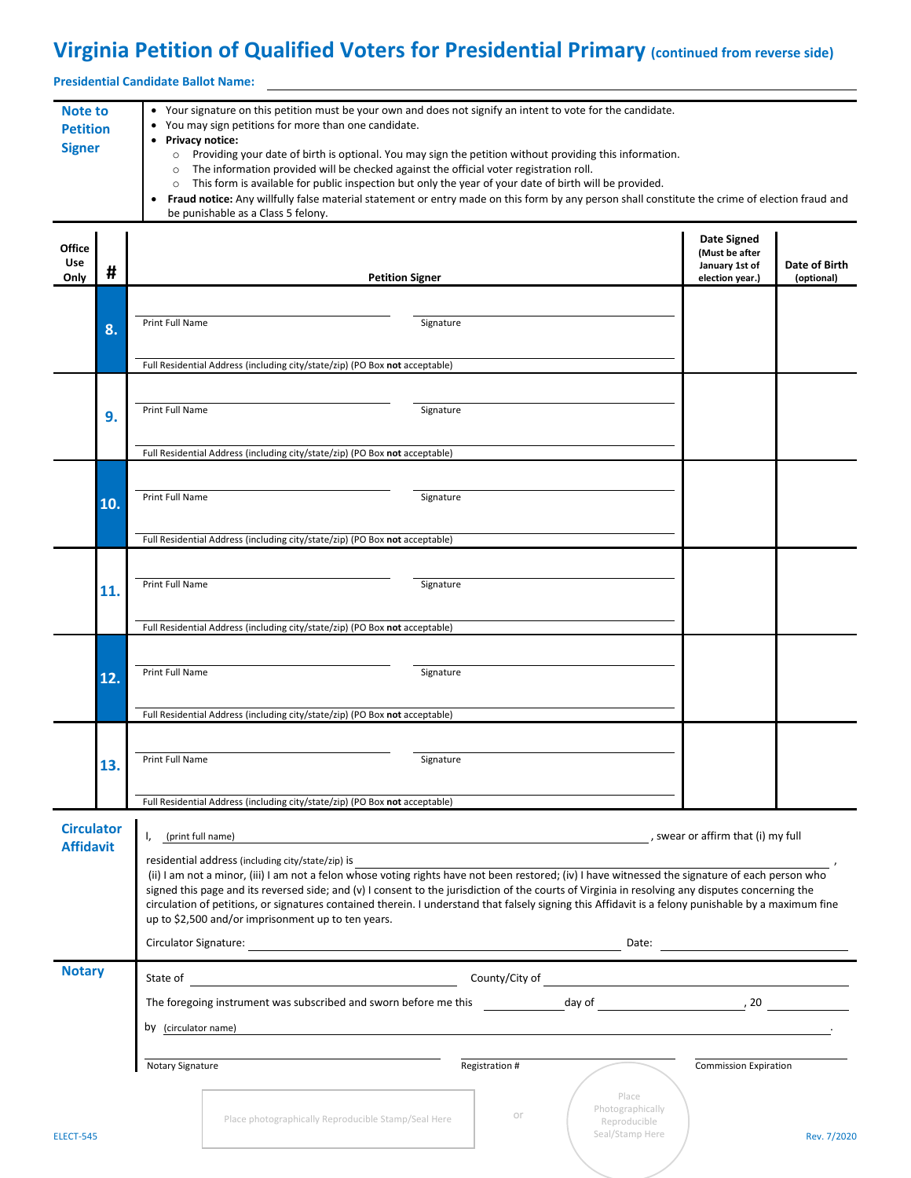# Virginia Petition of Qualified Voters for Presidential Primary (continued from reverse side)

**Presidential Candidate Ballot Name:** ______________________________

**Note to Petition Signer**

- Your signature on this petition must be your own and does not signify an intent to vote for the candidate.
- You may sign petitions for more than one candidate.
- **Privacy notice:**
  - Providing your date of birth is optional. You may sign the petition without providing this information.
  - The information provided will be checked against the official voter registration roll.
  - This form is available for public inspection but only the year of your date of birth will be provided.
- **Fraud notice:** Any willfully false material statement or entry made on this form by any person shall constitute the crime of election fraud and be punishable as a Class 5 felony.

| Office Use Only | # | Petition Signer | Date Signed (Must be after January 1st of election year.) | Date of Birth (optional) |
|---|---|---|---|---|
| | 8. | Print Full Name ____ Signature ____<br>Full Residential Address (including city/state/zip) (PO Box **not** acceptable) | | |
| | 9. | Print Full Name ____ Signature ____<br>Full Residential Address (including city/state/zip) (PO Box **not** acceptable) | | |
| | 10. | Print Full Name ____ Signature ____<br>Full Residential Address (including city/state/zip) (PO Box **not** acceptable) | | |
| | 11. | Print Full Name ____ Signature ____<br>Full Residential Address (including city/state/zip) (PO Box **not** acceptable) | | |
| | 12. | Print Full Name ____ Signature ____<br>Full Residential Address (including city/state/zip) (PO Box **not** acceptable) | | |
| | 13. | Print Full Name ____ Signature ____<br>Full Residential Address (including city/state/zip) (PO Box **not** acceptable) | | |

**Circulator Affidavit**

I, (print full name) ______________________________, swear or affirm that (i) my full residential address (including city/state/zip) is ______________________________, (ii) I am not a minor, (iii) I am not a felon whose voting rights have not been restored; (iv) I have witnessed the signature of each person who signed this page and its reversed side; and (v) I consent to the jurisdiction of the courts of Virginia in resolving any disputes concerning the circulation of petitions, or signatures contained therein. I understand that falsely signing this Affidavit is a felony punishable by a maximum fine up to $2,500 and/or imprisonment up to ten years.

Circulator Signature: ______________________________ Date: ______________

**Notary**

State of ______________________ County/City of ______________________

The foregoing instrument was subscribed and sworn before me this __________ day of ______________, 20 ______

by (circulator name) ______________________________.

Notary Signature ______________ Registration # ______________ Commission Expiration ______________

Place photographically Reproducible Stamp/Seal Here or Place Photographically Reproducible Seal/Stamp Here

ELECT-545 Rev. 7/2020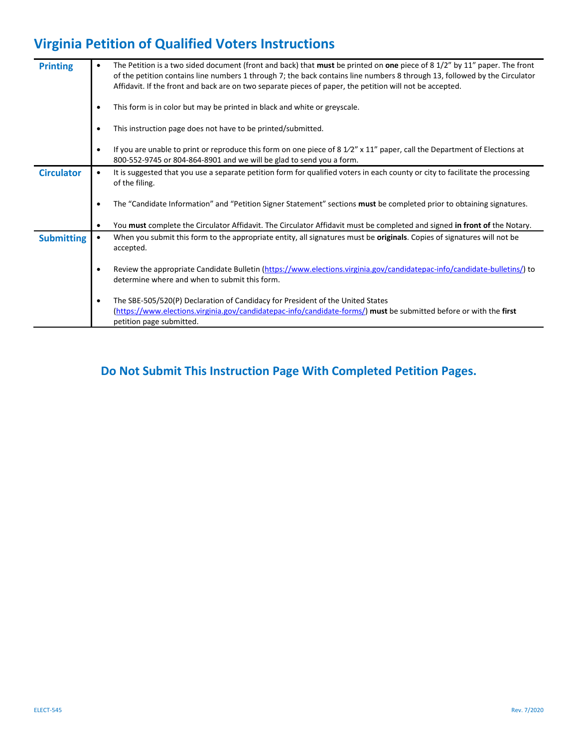# Virginia Petition of Qualified Voters Instructions

| | |
|---|---|
| **Printing** | • The Petition is a two sided document (front and back) that **must** be printed on **one** piece of 8 1/2" by 11" paper. The front of the petition contains line numbers 1 through 7; the back contains line numbers 8 through 13, followed by the Circulator Affidavit. If the front and back are on two separate pieces of paper, the petition will not be accepted.<br><br>• This form is in color but may be printed in black and white or greyscale.<br><br>• This instruction page does not have to be printed/submitted.<br><br>• If you are unable to print or reproduce this form on one piece of 8 1⁄2" x 11" paper, call the Department of Elections at 800-552-9745 or 804-864-8901 and we will be glad to send you a form. |
| **Circulator** | • It is suggested that you use a separate petition form for qualified voters in each county or city to facilitate the processing of the filing.<br><br>• The "Candidate Information" and "Petition Signer Statement" sections **must** be completed prior to obtaining signatures.<br><br>• You **must** complete the Circulator Affidavit. The Circulator Affidavit must be completed and signed **in front of** the Notary. |
| **Submitting** | • When you submit this form to the appropriate entity, all signatures must be **originals**. Copies of signatures will not be accepted.<br><br>• Review the appropriate Candidate Bulletin (https://www.elections.virginia.gov/candidatepac-info/candidate-bulletins/) to determine where and when to submit this form.<br><br>• The SBE-505/520(P) Declaration of Candidacy for President of the United States (https://www.elections.virginia.gov/candidatepac-info/candidate-forms/) **must** be submitted before or with the **first** petition page submitted. |

## Do Not Submit This Instruction Page With Completed Petition Pages.

ELECT-545 Rev. 7/2020